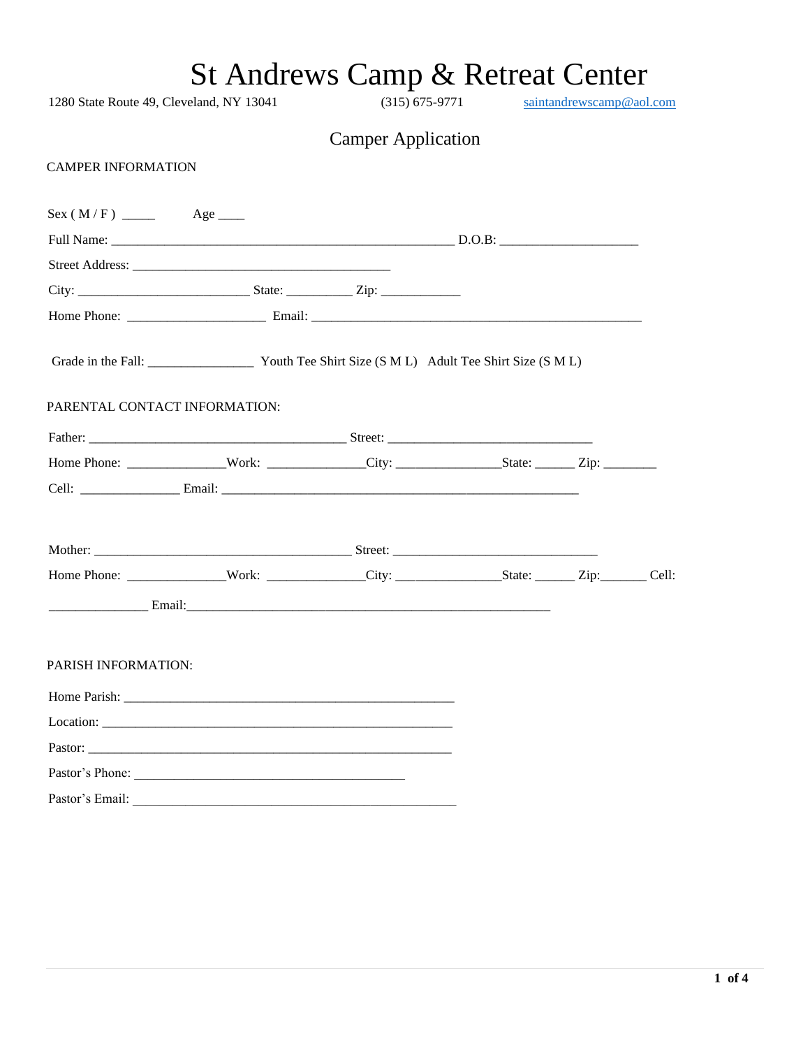# St Andrews Camp & Retreat Center

1280 State Route 49, Cleveland, NY 13041 (315) 675-9771 saintandrewscamp@aol.com

## Camper Application

CAMPER INFORMATION

Sex ( M / F ) _____ Age ____

Full Name: _______________________________________________________ D.O.B: ______________________

Street Address: _________________________________________

City: ___________________________ State: __________ Zip: ____________

Home Phone: ______________________ Email: _____________________________________________________

Grade in the Fall: ________________ Youth Tee Shirt Size (S M L) Adult Tee Shirt Size (S M L)

PARENTAL CONTACT INFORMATION:

Father: _________________________________________ Street: _________________________________

Home Phone: _______________Work: _______________City: ________________State: ______ Zip: ________

Cell: _______________ Email: _________________________________________________________

Mother: _________________________________________ Street: _________________________________

Home Phone: _______________Work: _______________City: ________________State: ______ Zip:_______ Cell: _______________ Email:__________________________________________________________

PARISH INFORMATION:

Home Parish: _____________________________________________________

Location: ________________________________________________________

Pastor: _________________________________________________________

Pastor's Phone: ___________________________________________

Pastor's Email: ____________________________________________________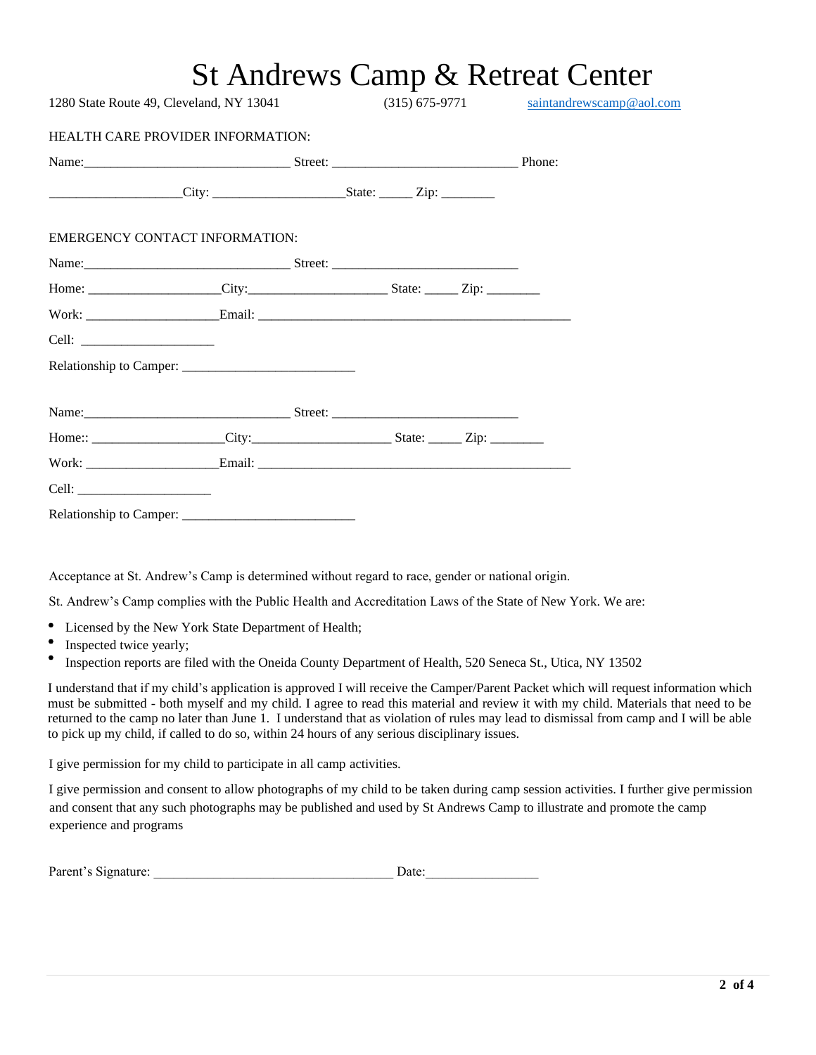# St Andrews Camp & Retreat Center

1280 State Route 49, Cleveland, NY 13041 (315) 675-9771 saintandrewscamp@aol.com

HEALTH CARE PROVIDER INFORMATION:

Name:______________________________ Street: ___________________________ Phone:

___________________City: ___________________State: _____ Zip: ________

EMERGENCY CONTACT INFORMATION:

Name:______________________________ Street: ___________________________

Home: ___________________City:____________________ State: _____ Zip: ________

Work: ___________________Email: ______________________________________________

Cell: ___________________

Relationship to Camper: _________________________

Name:______________________________ Street: ___________________________

Home:: ___________________City:____________________ State: _____ Zip: ________

Work: ___________________Email: ______________________________________________

Cell: ___________________

Relationship to Camper: _________________________

Acceptance at St. Andrew's Camp is determined without regard to race, gender or national origin.

St. Andrew's Camp complies with the Public Health and Accreditation Laws of the State of New York. We are:

- Licensed by the New York State Department of Health;
- Inspected twice yearly;
- Inspection reports are filed with the Oneida County Department of Health, 520 Seneca St., Utica, NY 13502

I understand that if my child's application is approved I will receive the Camper/Parent Packet which will request information which must be submitted - both myself and my child. I agree to read this material and review it with my child. Materials that need to be returned to the camp no later than June 1. I understand that as violation of rules may lead to dismissal from camp and I will be able to pick up my child, if called to do so, within 24 hours of any serious disciplinary issues.

I give permission for my child to participate in all camp activities.

I give permission and consent to allow photographs of my child to be taken during camp session activities. I further give permission and consent that any such photographs may be published and used by St Andrews Camp to illustrate and promote the camp experience and programs

Parent's Signature: ___________________________________ Date:________________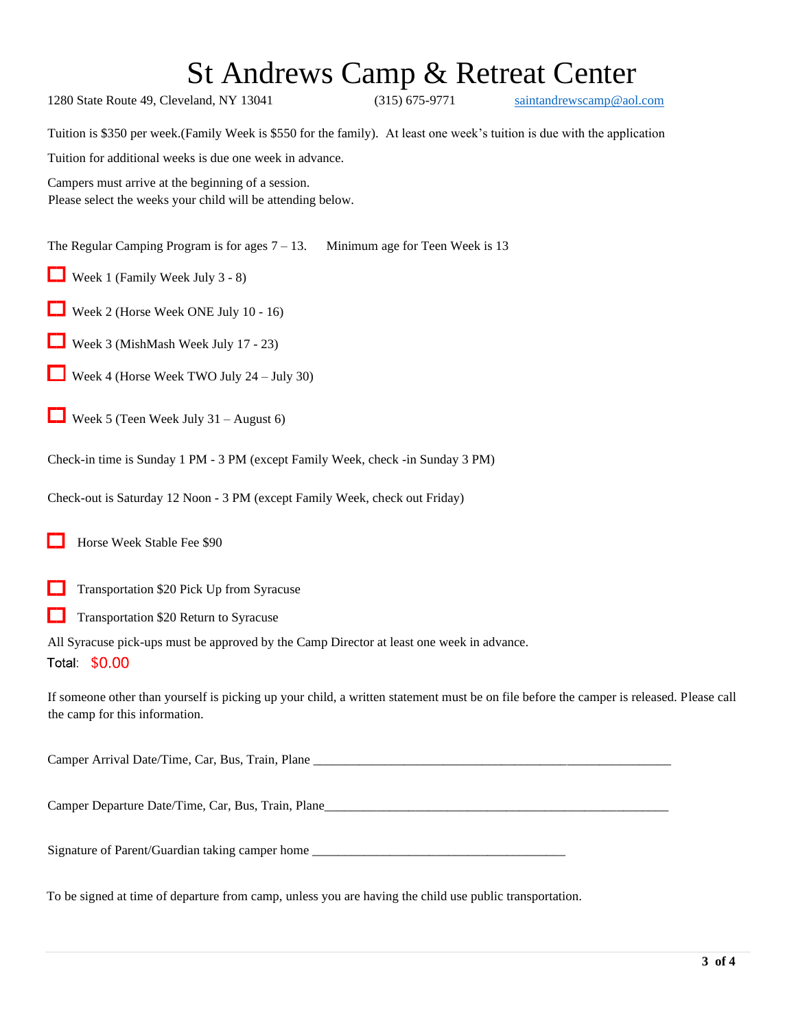# St Andrews Camp & Retreat Center

1280 State Route 49, Cleveland, NY 13041 (315) 675-9771 saintandrewscamp@aol.com

Tuition is $350 per week.(Family Week is $550 for the family). At least one week's tuition is due with the application

Tuition for additional weeks is due one week in advance.

Campers must arrive at the beginning of a session.
Please select the weeks your child will be attending below.

The Regular Camping Program is for ages 7 – 13. Minimum age for Teen Week is 13

- ☐ Week 1 (Family Week July 3 - 8)
- ☐ Week 2 (Horse Week ONE July 10 - 16)
- ☐ Week 3 (MishMash Week July 17 - 23)
- ☐ Week 4 (Horse Week TWO July 24 – July 30)
- ☐ Week 5 (Teen Week July 31 – August 6)

Check-in time is Sunday 1 PM - 3 PM (except Family Week, check -in Sunday 3 PM)

Check-out is Saturday 12 Noon - 3 PM (except Family Week, check out Friday)

- ☐ Horse Week Stable Fee $90

- ☐ Transportation $20 Pick Up from Syracuse
- ☐ Transportation $20 Return to Syracuse

All Syracuse pick-ups must be approved by the Camp Director at least one week in advance.

Total: $0.00

If someone other than yourself is picking up your child, a written statement must be on file before the camper is released. Please call the camp for this information.

Camper Arrival Date/Time, Car, Bus, Train, Plane _______________________________________________________

Camper Departure Date/Time, Car, Bus, Train, Plane_______________________________________________________

Signature of Parent/Guardian taking camper home _______________________________________

To be signed at time of departure from camp, unless you are having the child use public transportation.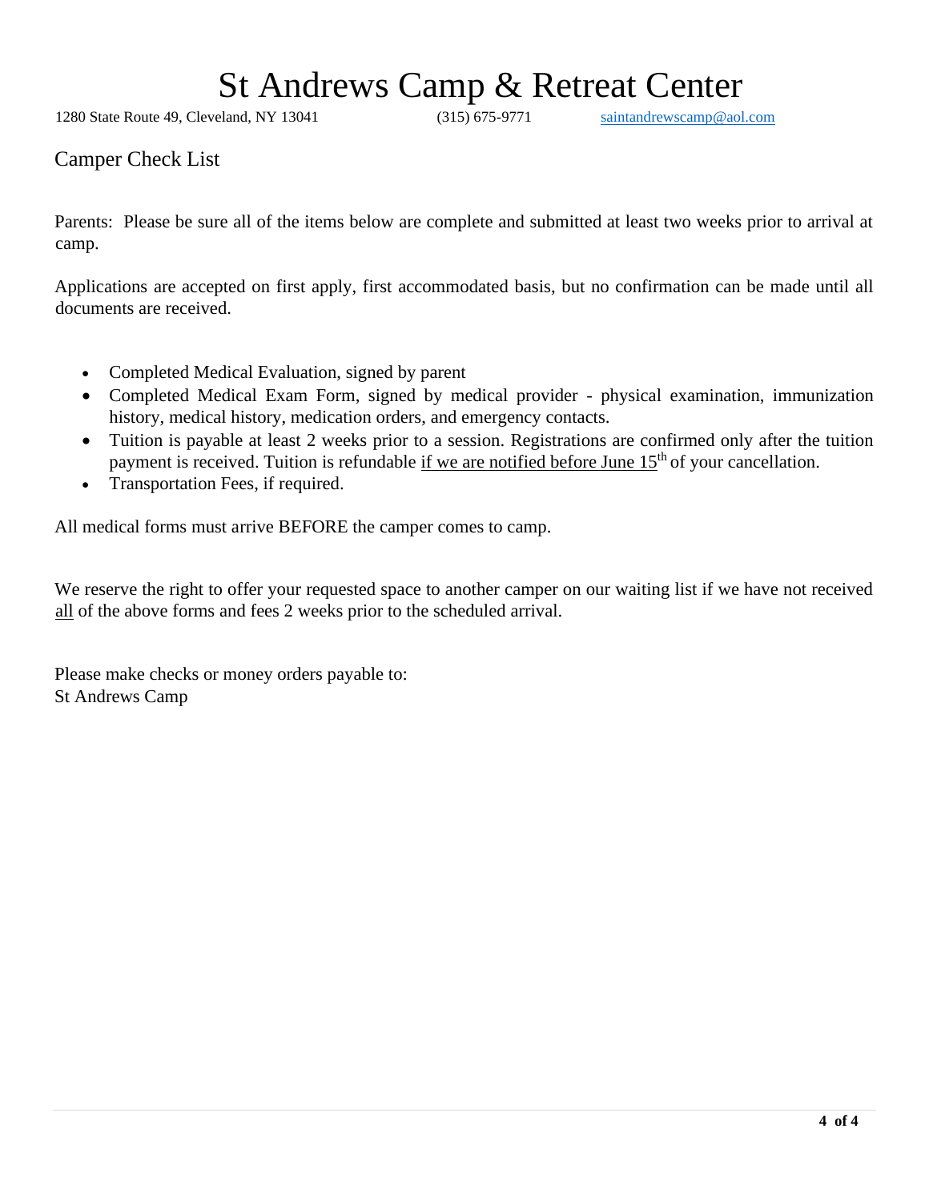# St Andrews Camp & Retreat Center

1280 State Route 49, Cleveland, NY 13041 (315) 675-9771 saintandrewscamp@aol.com

## Camper Check List

Parents: Please be sure all of the items below are complete and submitted at least two weeks prior to arrival at camp.

Applications are accepted on first apply, first accommodated basis, but no confirmation can be made until all documents are received.

- Completed Medical Evaluation, signed by parent
- Completed Medical Exam Form, signed by medical provider - physical examination, immunization history, medical history, medication orders, and emergency contacts.
- Tuition is payable at least 2 weeks prior to a session. Registrations are confirmed only after the tuition payment is received. Tuition is refundable if we are notified before June 15th of your cancellation.
- Transportation Fees, if required.

All medical forms must arrive BEFORE the camper comes to camp.

We reserve the right to offer your requested space to another camper on our waiting list if we have not received all of the above forms and fees 2 weeks prior to the scheduled arrival.

Please make checks or money orders payable to:
St Andrews Camp